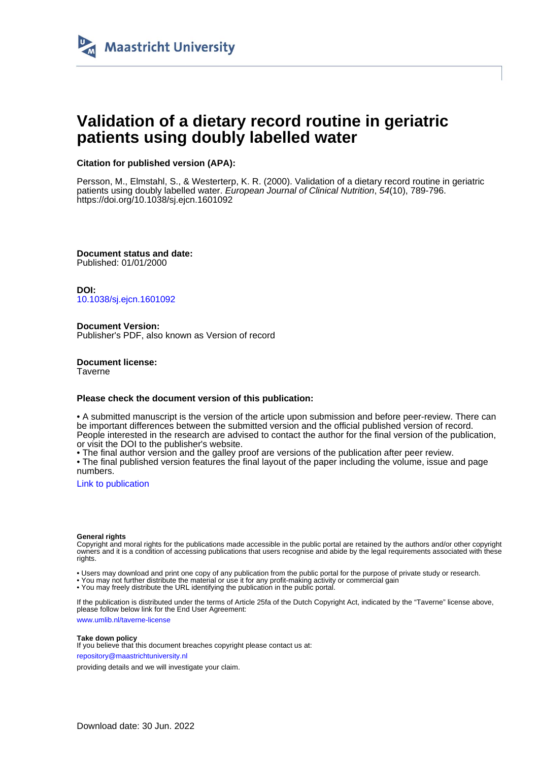Maastricht University

# Validation of a dietary record routine in geriatric patients using doubly labelled water

**Citation for published version (APA):**

Persson, M., Elmstahl, S., & Westerterp, K. R. (2000). Validation of a dietary record routine in geriatric patients using doubly labelled water. *European Journal of Clinical Nutrition*, *54*(10), 789-796. https://doi.org/10.1038/sj.ejcn.1601092

**Document status and date:**
Published: 01/01/2000

**DOI:**
10.1038/sj.ejcn.1601092

**Document Version:**
Publisher's PDF, also known as Version of record

**Document license:**
Taverne

**Please check the document version of this publication:**

• A submitted manuscript is the version of the article upon submission and before peer-review. There can be important differences between the submitted version and the official published version of record. People interested in the research are advised to contact the author for the final version of the publication, or visit the DOI to the publisher's website.
• The final author version and the galley proof are versions of the publication after peer review.
• The final published version features the final layout of the paper including the volume, issue and page numbers.

Link to publication

**General rights**
Copyright and moral rights for the publications made accessible in the public portal are retained by the authors and/or other copyright owners and it is a condition of accessing publications that users recognise and abide by the legal requirements associated with these rights.

• Users may download and print one copy of any publication from the public portal for the purpose of private study or research.
• You may not further distribute the material or use it for any profit-making activity or commercial gain
• You may freely distribute the URL identifying the publication in the public portal.

If the publication is distributed under the terms of Article 25fa of the Dutch Copyright Act, indicated by the "Taverne" license above, please follow below link for the End User Agreement:

www.umlib.nl/taverne-license

**Take down policy**
If you believe that this document breaches copyright please contact us at:

repository@maastrichtuniversity.nl

providing details and we will investigate your claim.

Download date: 30 Jun. 2022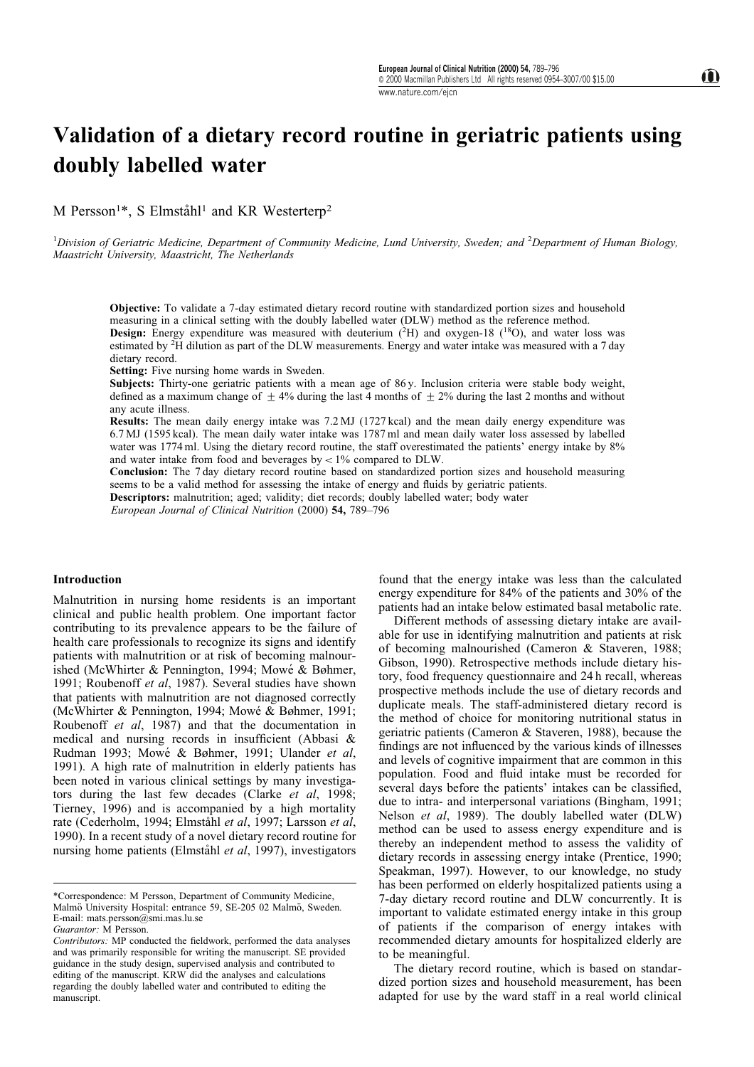# Validation of a dietary record routine in geriatric patients using doubly labelled water

M Persson[1]*, S Elmståhl[1] and KR Westerterp[2]

[1]*Division of Geriatric Medicine, Department of Community Medicine, Lund University, Sweden; and* [2]*Department of Human Biology, Maastricht University, Maastricht, The Netherlands*

**Objective:** To validate a 7-day estimated dietary record routine with standardized portion sizes and household measuring in a clinical setting with the doubly labelled water (DLW) method as the reference method.

**Design:** Energy expenditure was measured with deuterium ($^{2}H$) and oxygen-18 ($^{18}O$), and water loss was estimated by $^{2}H$ dilution as part of the DLW measurements. Energy and water intake was measured with a 7 day dietary record.

**Setting:** Five nursing home wards in Sweden.

**Subjects:** Thirty-one geriatric patients with a mean age of 86 y. Inclusion criteria were stable body weight, defined as a maximum change of $\pm$ 4% during the last 4 months of $\pm$ 2% during the last 2 months and without any acute illness.

**Results:** The mean daily energy intake was 7.2 MJ (1727 kcal) and the mean daily energy expenditure was 6.7 MJ (1595 kcal). The mean daily water intake was 1787 ml and mean daily water loss assessed by labelled water was 1774 ml. Using the dietary record routine, the staff overestimated the patients' energy intake by 8% and water intake from food and beverages by < 1% compared to DLW.

**Conclusion:** The 7 day dietary record routine based on standardized portion sizes and household measuring seems to be a valid method for assessing the intake of energy and fluids by geriatric patients.

**Descriptors:** malnutrition; aged; validity; diet records; doubly labelled water; body water

*European Journal of Clinical Nutrition* (2000) **54,** 789–796

## Introduction

Malnutrition in nursing home residents is an important clinical and public health problem. One important factor contributing to its prevalence appears to be the failure of health care professionals to recognize its signs and identify patients with malnutrition or at risk of becoming malnourished (McWhirter & Pennington, 1994; Mowé & Bøhmer, 1991; Roubenoff *et al*, 1987). Several studies have shown that patients with malnutrition are not diagnosed correctly (McWhirter & Pennington, 1994; Mowé & Bøhmer, 1991; Roubenoff *et al*, 1987) and that the documentation in medical and nursing records in insufficient (Abbasi & Rudman 1993; Mowé & Bøhmer, 1991; Ulander *et al*, 1991). A high rate of malnutrition in elderly patients has been noted in various clinical settings by many investigators during the last few decades (Clarke *et al*, 1998; Tierney, 1996) and is accompanied by a high mortality rate (Cederholm, 1994; Elmståhl *et al*, 1997; Larsson *et al*, 1990). In a recent study of a novel dietary record routine for nursing home patients (Elmståhl *et al*, 1997), investigators found that the energy intake was less than the calculated energy expenditure for 84% of the patients and 30% of the patients had an intake below estimated basal metabolic rate.

Different methods of assessing dietary intake are available for use in identifying malnutrition and patients at risk of becoming malnourished (Cameron & Staveren, 1988; Gibson, 1990). Retrospective methods include dietary history, food frequency questionnaire and 24 h recall, whereas prospective methods include the use of dietary records and duplicate meals. The staff-administered dietary record is the method of choice for monitoring nutritional status in geriatric patients (Cameron & Staveren, 1988), because the findings are not influenced by the various kinds of illnesses and levels of cognitive impairment that are common in this population. Food and fluid intake must be recorded for several days before the patients' intakes can be classified, due to intra- and interpersonal variations (Bingham, 1991; Nelson *et al*, 1989). The doubly labelled water (DLW) method can be used to assess energy expenditure and is thereby an independent method to assess the validity of dietary records in assessing energy intake (Prentice, 1990; Speakman, 1997). However, to our knowledge, no study has been performed on elderly hospitalized patients using a 7-day dietary record routine and DLW concurrently. It is important to validate estimated energy intake in this group of patients if the comparison of energy intakes with recommended dietary amounts for hospitalized elderly are to be meaningful.

The dietary record routine, which is based on standardized portion sizes and household measurement, has been adapted for use by the ward staff in a real world clinical

*Correspondence: M Persson, Department of Community Medicine, Malmö University Hospital: entrance 59, SE-205 02 Malmö, Sweden. E-mail: mats.persson@smi.mas.lu.se

*Guarantor:* M Persson.

*Contributors:* MP conducted the fieldwork, performed the data analyses and was primarily responsible for writing the manuscript. SE provided guidance in the study design, supervised analysis and contributed to editing of the manuscript. KRW did the analyses and calculations regarding the doubly labelled water and contributed to editing the manuscript.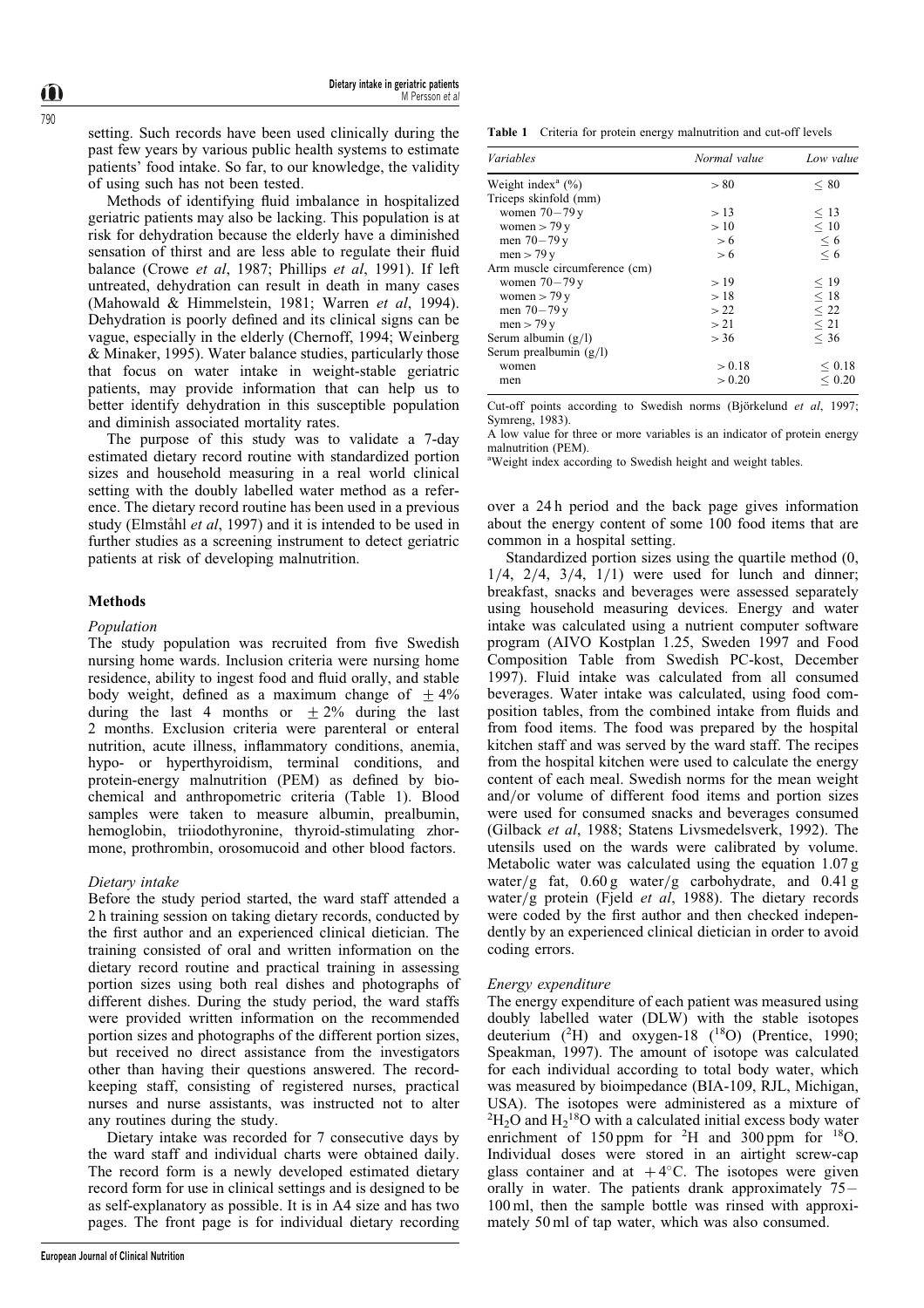setting. Such records have been used clinically during the past few years by various public health systems to estimate patients' food intake. So far, to our knowledge, the validity of using such has not been tested.

Methods of identifying fluid imbalance in hospitalized geriatric patients may also be lacking. This population is at risk for dehydration because the elderly have a diminished sensation of thirst and are less able to regulate their fluid balance (Crowe *et al*, 1987; Phillips *et al*, 1991). If left untreated, dehydration can result in death in many cases (Mahowald & Himmelstein, 1981; Warren *et al*, 1994). Dehydration is poorly defined and its clinical signs can be vague, especially in the elderly (Chernoff, 1994; Weinberg & Minaker, 1995). Water balance studies, particularly those that focus on water intake in weight-stable geriatric patients, may provide information that can help us to better identify dehydration in this susceptible population and diminish associated mortality rates.

The purpose of this study was to validate a 7-day estimated dietary record routine with standardized portion sizes and household measuring in a real world clinical setting with the doubly labelled water method as a reference. The dietary record routine has been used in a previous study (Elmståhl *et al*, 1997) and it is intended to be used in further studies as a screening instrument to detect geriatric patients at risk of developing malnutrition.

## Methods

### Population

The study population was recruited from five Swedish nursing home wards. Inclusion criteria were nursing home residence, ability to ingest food and fluid orally, and stable body weight, defined as a maximum change of $\pm 4\%$ during the last 4 months or $\pm 2\%$ during the last 2 months. Exclusion criteria were parenteral or enteral nutrition, acute illness, inflammatory conditions, anemia, hypo- or hyperthyroidism, terminal conditions, and protein-energy malnutrition (PEM) as defined by biochemical and anthropometric criteria (Table 1). Blood samples were taken to measure albumin, prealbumin, hemoglobin, triiodothyronine, thyroid-stimulating zhormone, prothrombin, orosomucoid and other blood factors.

**Table 1** Criteria for protein energy malnutrition and cut-off levels

| *Variables* | *Normal value* | *Low value* |
|---|---|---|
| Weight index[a] (%) | > 80 | ≤ 80 |
| Triceps skinfold (mm) | | |
| women 70−79 y | > 13 | ≤ 13 |
| women > 79 y | > 10 | ≤ 10 |
| men 70−79 y | > 6 | ≤ 6 |
| men > 79 y | > 6 | ≤ 6 |
| Arm muscle circumference (cm) | | |
| women 70−79 y | > 19 | ≤ 19 |
| women > 79 y | > 18 | ≤ 18 |
| men 70−79 y | > 22 | ≤ 22 |
| men > 79 y | > 21 | ≤ 21 |
| Serum albumin (g/l) | > 36 | ≤ 36 |
| Serum prealbumin (g/l) | | |
| women | > 0.18 | ≤ 0.18 |
| men | > 0.20 | ≤ 0.20 |

Cut-off points according to Swedish norms (Björkelund *et al*, 1997; Symreng, 1983).
A low value for three or more variables is an indicator of protein energy malnutrition (PEM).
[a]Weight index according to Swedish height and weight tables.

### Dietary intake

Before the study period started, the ward staff attended a 2 h training session on taking dietary records, conducted by the first author and an experienced clinical dietician. The training consisted of oral and written information on the dietary record routine and practical training in assessing portion sizes using both real dishes and photographs of different dishes. During the study period, the ward staffs were provided written information on the recommended portion sizes and photographs of the different portion sizes, but received no direct assistance from the investigators other than having their questions answered. The record-keeping staff, consisting of registered nurses, practical nurses and nurse assistants, was instructed not to alter any routines during the study.

Dietary intake was recorded for 7 consecutive days by the ward staff and individual charts were obtained daily. The record form is a newly developed estimated dietary record form for use in clinical settings and is designed to be as self-explanatory as possible. It is in A4 size and has two pages. The front page is for individual dietary recording over a 24 h period and the back page gives information about the energy content of some 100 food items that are common in a hospital setting.

Standardized portion sizes using the quartile method (0, 1/4, 2/4, 3/4, 1/1) were used for lunch and dinner; breakfast, snacks and beverages were assessed separately using household measuring devices. Energy and water intake was calculated using a nutrient computer software program (AIVO Kostplan 1.25, Sweden 1997 and Food Composition Table from Swedish PC-kost, December 1997). Fluid intake was calculated from all consumed beverages. Water intake was calculated, using food composition tables, from the combined intake from fluids and from food items. The food was prepared by the hospital kitchen staff and was served by the ward staff. The recipes from the hospital kitchen were used to calculate the energy content of each meal. Swedish norms for the mean weight and/or volume of different food items and portion sizes were used for consumed snacks and beverages consumed (Gilback *et al*, 1988; Statens Livsmedelsverk, 1992). The utensils used on the wards were calibrated by volume. Metabolic water was calculated using the equation 1.07 g water/g fat, 0.60 g water/g carbohydrate, and 0.41 g water/g protein (Fjeld *et al*, 1988). The dietary records were coded by the first author and then checked independently by an experienced clinical dietician in order to avoid coding errors.

### Energy expenditure

The energy expenditure of each patient was measured using doubly labelled water (DLW) with the stable isotopes deuterium ($^{2}$H) and oxygen-18 ($^{18}$O) (Prentice, 1990; Speakman, 1997). The amount of isotope was calculated for each individual according to total body water, which was measured by bioimpedance (BIA-109, RJL, Michigan, USA). The isotopes were administered as a mixture of $^{2}H_2O$ and $H_2{}^{18}O$ with a calculated initial excess body water enrichment of 150 ppm for $^{2}$H and 300 ppm for $^{18}$O. Individual doses were stored in an airtight screw-cap glass container and at $+4^{\circ}$C. The isotopes were given orally in water. The patients drank approximately 75−100 ml, then the sample bottle was rinsed with approximately 50 ml of tap water, which was also consumed.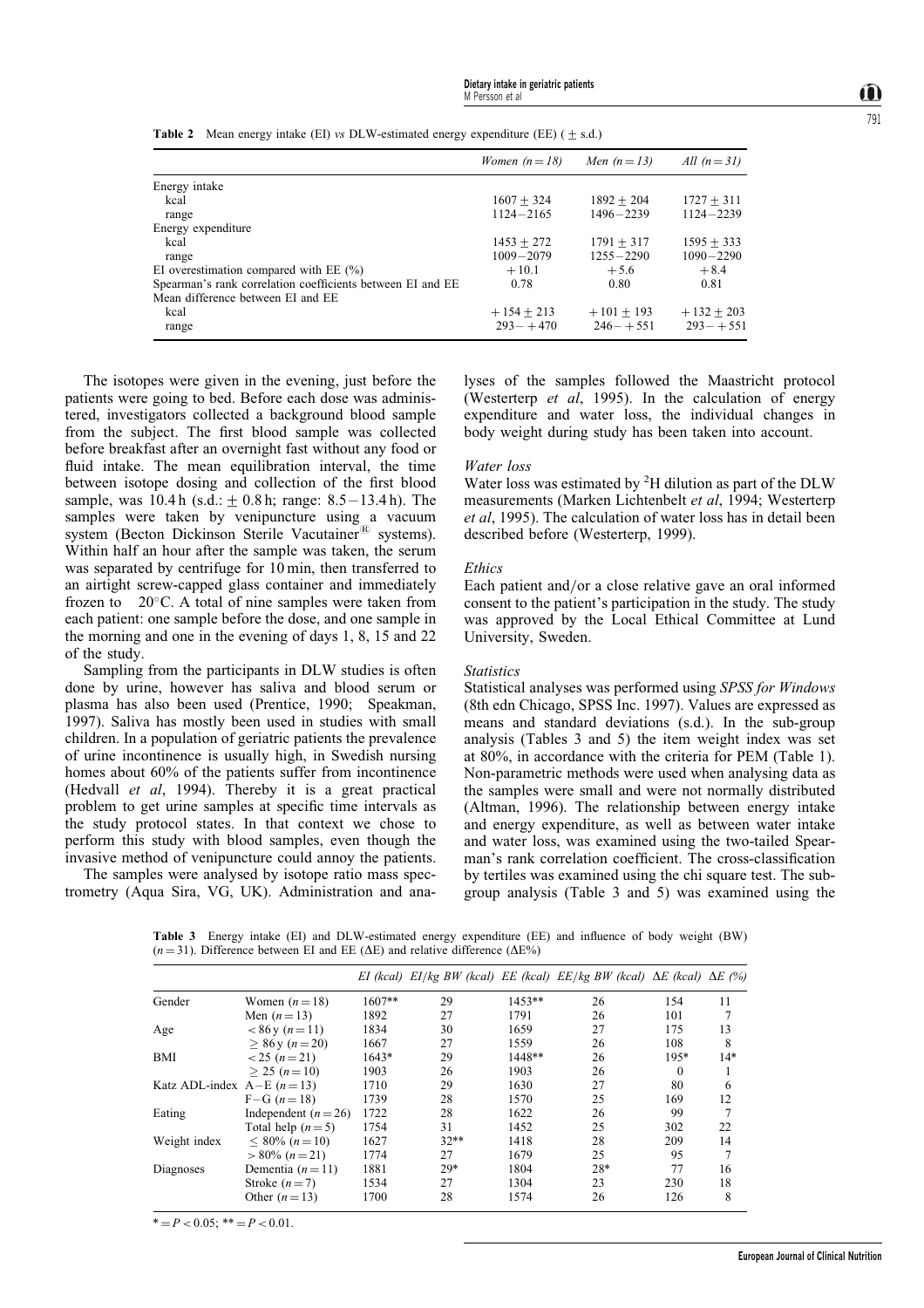**Table 2** Mean energy intake (EI) *vs* DLW-estimated energy expenditure (EE) ( $\pm$ s.d.)

| | *Women (n = 18)* | *Men (n = 13)* | *All (n = 31)* |
|---|---|---|---|
| Energy intake | | | |
| kcal | $1607 \pm 324$ | $1892 \pm 204$ | $1727 \pm 311$ |
| range | 1124–2165 | 1496–2239 | 1124–2239 |
| Energy expenditure | | | |
| kcal | $1453 \pm 272$ | $1791 \pm 317$ | $1595 \pm 333$ |
| range | 1009–2079 | 1255–2290 | 1090–2290 |
| EI overestimation compared with EE (%) | +10.1 | +5.6 | +8.4 |
| Spearman's rank correlation coefficients between EI and EE | 0.78 | 0.80 | 0.81 |
| Mean difference between EI and EE | | | |
| kcal | $+154 \pm 213$ | $+101 \pm 193$ | $+132 \pm 203$ |
| range | 293– +470 | 246– +551 | 293– +551 |

The isotopes were given in the evening, just before the patients were going to bed. Before each dose was administered, investigators collected a background blood sample from the subject. The first blood sample was collected before breakfast after an overnight fast without any food or fluid intake. The mean equilibration interval, the time between isotope dosing and collection of the first blood sample, was 10.4 h (s.d.: $\pm$ 0.8 h; range: 8.5–13.4 h). The samples were taken by venipuncture using a vacuum system (Becton Dickinson Sterile Vacutainer® systems). Within half an hour after the sample was taken, the serum was separated by centrifuge for 10 min, then transferred to an airtight screw-capped glass container and immediately frozen to 20°C. A total of nine samples were taken from each patient: one sample before the dose, and one sample in the morning and one in the evening of days 1, 8, 15 and 22 of the study.

Sampling from the participants in DLW studies is often done by urine, however has saliva and blood serum or plasma has also been used (Prentice, 1990; Speakman, 1997). Saliva has mostly been used in studies with small children. In a population of geriatric patients the prevalence of urine incontinence is usually high, in Swedish nursing homes about 60% of the patients suffer from incontinence (Hedvall *et al*, 1994). Thereby it is a great practical problem to get urine samples at specific time intervals as the study protocol states. In that context we chose to perform this study with blood samples, even though the invasive method of venipuncture could annoy the patients.

The samples were analysed by isotope ratio mass spectrometry (Aqua Sira, VG, UK). Administration and analyses of the samples followed the Maastricht protocol (Westerterp *et al*, 1995). In the calculation of energy expenditure and water loss, the individual changes in body weight during study has been taken into account.

### *Water loss*

Water loss was estimated by $^2$H dilution as part of the DLW measurements (Marken Lichtenbelt *et al*, 1994; Westerterp *et al*, 1995). The calculation of water loss has in detail been described before (Westerterp, 1999).

### *Ethics*

Each patient and/or a close relative gave an oral informed consent to the patient's participation in the study. The study was approved by the Local Ethical Committee at Lund University, Sweden.

### *Statistics*

Statistical analyses was performed using *SPSS for Windows* (8th edn Chicago, SPSS Inc. 1997). Values are expressed as means and standard deviations (s.d.). In the sub-group analysis (Tables 3 and 5) the item weight index was set at 80%, in accordance with the criteria for PEM (Table 1). Non-parametric methods were used when analysing data as the samples were small and were not normally distributed (Altman, 1996). The relationship between energy intake and energy expenditure, as well as between water intake and water loss, was examined using the two-tailed Spearman's rank correlation coefficient. The cross-classification by tertiles was examined using the chi square test. The subgroup analysis (Table 3 and 5) was examined using the

**Table 3** Energy intake (EI) and DLW-estimated energy expenditure (EE) and influence of body weight (BW) (n = 31). Difference between EI and EE (ΔE) and relative difference (ΔE%)

| | | *EI (kcal)* | *EI/kg BW (kcal)* | *EE (kcal)* | *EE/kg BW (kcal)* | *ΔE (kcal)* | *ΔE (%)* |
|---|---|---|---|---|---|---|---|
| Gender | Women (n = 18) | 1607** | 29 | 1453** | 26 | 154 | 11 |
| | Men (n = 13) | 1892 | 27 | 1791 | 26 | 101 | 7 |
| Age | < 86 y (n = 11) | 1834 | 30 | 1659 | 27 | 175 | 13 |
| | ≥ 86 y (n = 20) | 1667 | 27 | 1559 | 26 | 108 | 8 |
| BMI | < 25 (n = 21) | 1643* | 29 | 1448** | 26 | 195* | 14* |
| | ≥ 25 (n = 10) | 1903 | 26 | 1903 | 26 | 0 | 1 |
| Katz ADL-index | A–E (n = 13) | 1710 | 29 | 1630 | 27 | 80 | 6 |
| | F–G (n = 18) | 1739 | 28 | 1570 | 25 | 169 | 12 |
| Eating | Independent (n = 26) | 1722 | 28 | 1622 | 26 | 99 | 7 |
| | Total help (n = 5) | 1754 | 31 | 1452 | 25 | 302 | 22 |
| Weight index | ≤ 80% (n = 10) | 1627 | 32** | 1418 | 28 | 209 | 14 |
| | > 80% (n = 21) | 1774 | 27 | 1679 | 25 | 95 | 7 |
| Diagnoses | Dementia (n = 11) | 1881 | 29* | 1804 | 28* | 77 | 16 |
| | Stroke (n = 7) | 1534 | 27 | 1304 | 23 | 230 | 18 |
| | Other (n = 13) | 1700 | 28 | 1574 | 26 | 126 | 8 |

* = $P < 0.05$; ** = $P < 0.01$.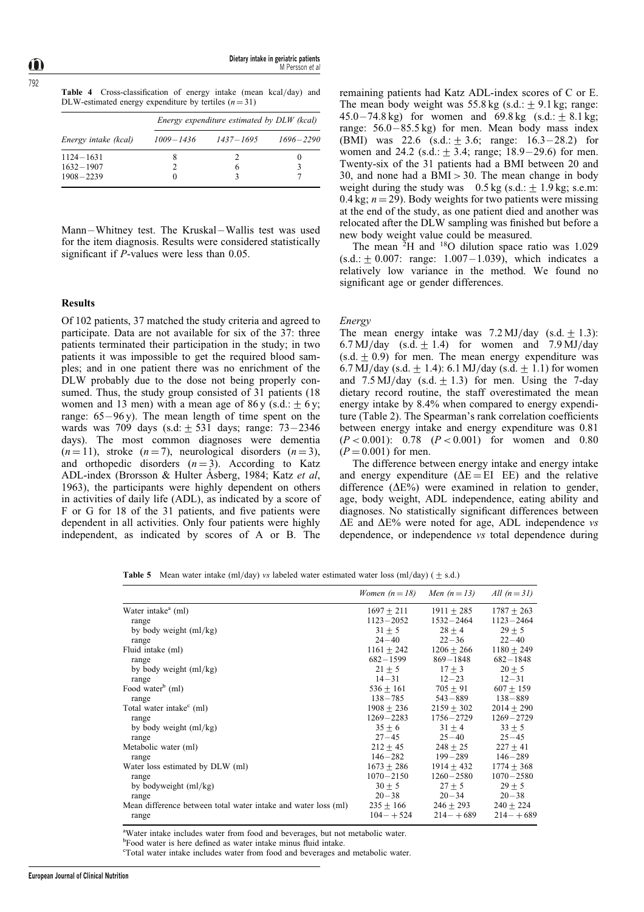**Table 4** Cross-classification of energy intake (mean kcal/day) and DLW-estimated energy expenditure by tertiles ($n = 31$)

| | Energy expenditure estimated by DLW (kcal) | | |
|---|---|---|---|
| Energy intake (kcal) | 1009–1436 | 1437–1695 | 1696–2290 |
| 1124–1631 | 8 | 2 | 0 |
| 1632–1907 | 2 | 6 | 3 |
| 1908–2239 | 0 | 3 | 7 |

Mann–Whitney test. The Kruskal–Wallis test was used for the item diagnosis. Results were considered statistically significant if *P*-values were less than 0.05.

## Results

Of 102 patients, 37 matched the study criteria and agreed to participate. Data are not available for six of the 37: three patients terminated their participation in the study; in two patients it was impossible to get the required blood samples; and in one patient there was no enrichment of the DLW probably due to the dose not being properly consumed. Thus, the study group consisted of 31 patients (18 women and 13 men) with a mean age of 86 y (s.d.: ± 6 y; range: 65–96 y). The mean length of time spent on the wards was 709 days (s.d: ± 531 days; range: 73–2346 days). The most common diagnoses were dementia ($n = 11$), stroke ($n = 7$), neurological disorders ($n = 3$), and orthopedic disorders ($n = 3$). According to Katz ADL-index (Brorsson & Hulter Åsberg, 1984; Katz *et al*, 1963), the participants were highly dependent on others in activities of daily life (ADL), as indicated by a score of F or G for 18 of the 31 patients, and five patients were dependent in all activities. Only four patients were highly independent, as indicated by scores of A or B. The remaining patients had Katz ADL-index scores of C or E. The mean body weight was 55.8 kg (s.d.: ± 9.1 kg; range: 45.0–74.8 kg) for women and 69.8 kg (s.d.: ± 8.1 kg; range: 56.0–85.5 kg) for men. Mean body mass index (BMI) was 22.6 (s.d.: ± 3.6; range: 16.3–28.2) for women and 24.2 (s.d.: ± 3.4; range; 18.9–29.6) for men. Twenty-six of the 31 patients had a BMI between 20 and 30, and none had a BMI > 30. The mean change in body weight during the study was 0.5 kg (s.d.: ± 1.9 kg; s.e.m: 0.4 kg; $n = 29$). Body weights for two patients were missing at the end of the study, as one patient died and another was relocated after the DLW sampling was finished but before a new body weight value could be measured.

The mean $^{2}$H and $^{18}$O dilution space ratio was 1.029 (s.d.: ± 0.007: range: 1.007–1.039), which indicates a relatively low variance in the method. We found no significant age or gender differences.

### Energy

The mean energy intake was 7.2 MJ/day (s.d. ± 1.3): 6.7 MJ/day (s.d. ± 1.4) for women and 7.9 MJ/day (s.d. ± 0.9) for men. The mean energy expenditure was 6.7 MJ/day (s.d. ± 1.4): 6.1 MJ/day (s.d. ± 1.1) for women and 7.5 MJ/day (s.d. ± 1.3) for men. Using the 7-day dietary record routine, the staff overestimated the mean energy intake by 8.4% when compared to energy expenditure (Table 2). The Spearman's rank correlation coefficients between energy intake and energy expenditure was 0.81 ($P < 0.001$): 0.78 ($P < 0.001$) for women and 0.80 ($P = 0.001$) for men.

The difference between energy intake and energy intake and energy expenditure ($\Delta E = EI\ EE$) and the relative difference ($\Delta E\%$) were examined in relation to gender, age, body weight, ADL independence, eating ability and diagnoses. No statistically significant differences between $\Delta E$ and $\Delta E\%$ were noted for age, ADL independence *vs* dependence, or independence *vs* total dependence during

**Table 5** Mean water intake (ml/day) *vs* labeled water estimated water loss (ml/day) (± s.d.)

| | Women ($n = 18$) | Men ($n = 13$) | All ($n = 31$) |
|---|---|---|---|
| Water intake[a] (ml) | 1697 ± 211 | 1911 ± 285 | 1787 ± 263 |
| range | 1123–2052 | 1532–2464 | 1123–2464 |
| by body weight (ml/kg) | 31 ± 5 | 28 ± 4 | 29 ± 5 |
| range | 24–40 | 22–36 | 22–40 |
| Fluid intake (ml) | 1161 ± 242 | 1206 ± 266 | 1180 ± 249 |
| range | 682–1599 | 869–1848 | 682–1848 |
| by body weight (ml/kg) | 21 ± 5 | 17 ± 3 | 20 ± 5 |
| range | 14–31 | 12–23 | 12–31 |
| Food water[b] (ml) | 536 ± 161 | 705 ± 91 | 607 ± 159 |
| range | 138–785 | 543–889 | 138–889 |
| Total water intake[c] (ml) | 1908 ± 236 | 2159 ± 302 | 2014 ± 290 |
| range | 1269–2283 | 1756–2729 | 1269–2729 |
| by body weight (ml/kg) | 35 ± 6 | 31 ± 4 | 33 ± 5 |
| range | 27–45 | 25–40 | 25–45 |
| Metabolic water (ml) | 212 ± 45 | 248 ± 25 | 227 ± 41 |
| range | 146–282 | 199–289 | 146–289 |
| Water loss estimated by DLW (ml) | 1673 ± 286 | 1914 ± 432 | 1774 ± 368 |
| range | 1070–2150 | 1260–2580 | 1070–2580 |
| by bodyweight (ml/kg) | 30 ± 5 | 27 ± 5 | 29 ± 5 |
| range | 20–38 | 20–34 | 20–38 |
| Mean difference between total water intake and water loss (ml) | 235 ± 166 | 246 ± 293 | 240 ± 224 |
| range | 104– +524 | 214– +689 | 214– +689 |

[a]Water intake includes water from food and beverages, but not metabolic water.
[b]Food water is here defined as water intake minus fluid intake.
[c]Total water intake includes water from food and beverages and metabolic water.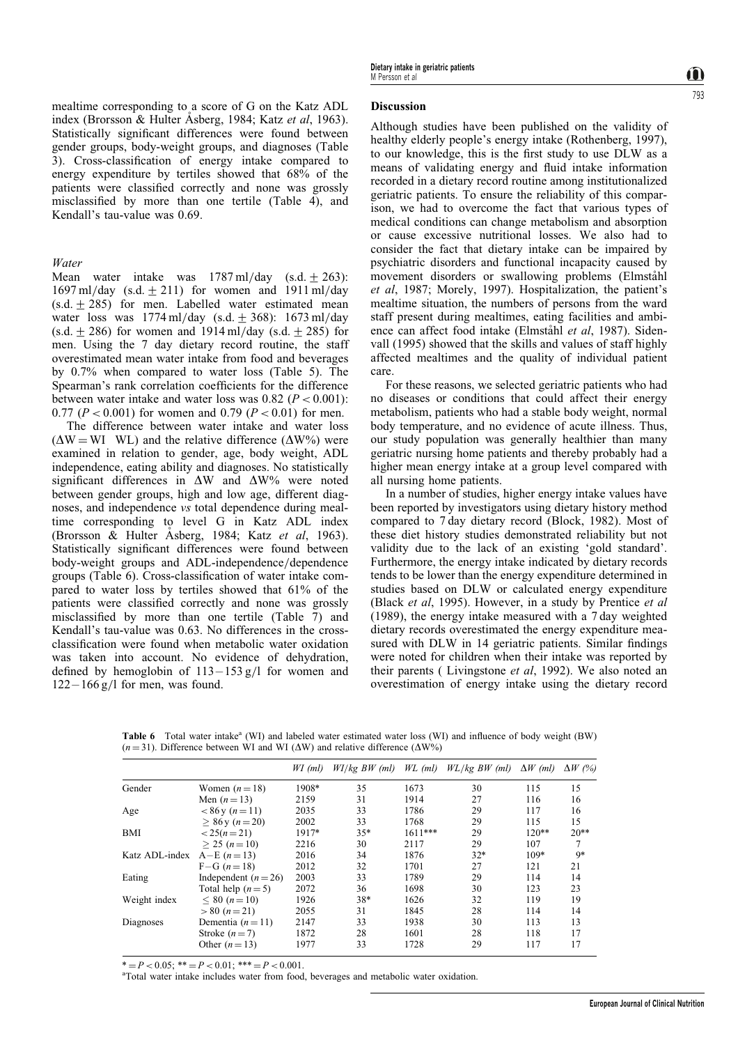mealtime corresponding to a score of G on the Katz ADL index (Brorsson & Hulter Åsberg, 1984; Katz *et al*, 1963). Statistically significant differences were found between gender groups, body-weight groups, and diagnoses (Table 3). Cross-classification of energy intake compared to energy expenditure by tertiles showed that 68% of the patients were classified correctly and none was grossly misclassified by more than one tertile (Table 4), and Kendall's tau-value was 0.69.

### Water

Mean water intake was 1787 ml/day (s.d. $\pm$ 263): 1697 ml/day (s.d. $\pm$ 211) for women and 1911 ml/day (s.d. $\pm$ 285) for men. Labelled water estimated mean water loss was 1774 ml/day (s.d. $\pm$ 368): 1673 ml/day (s.d. $\pm$ 286) for women and 1914 ml/day (s.d. $\pm$ 285) for men. Using the 7 day dietary record routine, the staff overestimated mean water intake from food and beverages by 0.7% when compared to water loss (Table 5). The Spearman's rank correlation coefficients for the difference between water intake and water loss was 0.82 ($P < 0.001$): 0.77 ($P < 0.001$) for women and 0.79 ($P < 0.01$) for men.

The difference between water intake and water loss ($\Delta W = WI \ WL$) and the relative difference ($\Delta W\%$) were examined in relation to gender, age, body weight, ADL independence, eating ability and diagnoses. No statistically significant differences in $\Delta W$ and $\Delta W\%$ were noted between gender groups, high and low age, different diagnoses, and independence *vs* total dependence during mealtime corresponding to level G in Katz ADL index (Brorsson & Hulter Åsberg, 1984; Katz *et al*, 1963). Statistically significant differences were found between body-weight groups and ADL-independence/dependence groups (Table 6). Cross-classification of water intake compared to water loss by tertiles showed that 61% of the patients were classified correctly and none was grossly misclassified by more than one tertile (Table 7) and Kendall's tau-value was 0.63. No differences in the cross-classification were found when metabolic water oxidation was taken into account. No evidence of dehydration, defined by hemoglobin of 113–153 g/l for women and 122–166 g/l for men, was found.

## Discussion

Although studies have been published on the validity of healthy elderly people's energy intake (Rothenberg, 1997), to our knowledge, this is the first study to use DLW as a means of validating energy and fluid intake information recorded in a dietary record routine among institutionalized geriatric patients. To ensure the reliability of this comparison, we had to overcome the fact that various types of medical conditions can change metabolism and absorption or cause excessive nutritional losses. We also had to consider the fact that dietary intake can be impaired by psychiatric disorders and functional incapacity caused by movement disorders or swallowing problems (Elmståhl *et al*, 1987; Morely, 1997). Hospitalization, the patient's mealtime situation, the numbers of persons from the ward staff present during mealtimes, eating facilities and ambience can affect food intake (Elmståhl *et al*, 1987). Sidenvall (1995) showed that the skills and values of staff highly affected mealtimes and the quality of individual patient care.

For these reasons, we selected geriatric patients who had no diseases or conditions that could affect their energy metabolism, patients who had a stable body weight, normal body temperature, and no evidence of acute illness. Thus, our study population was generally healthier than many geriatric nursing home patients and thereby probably had a higher mean energy intake at a group level compared with all nursing home patients.

In a number of studies, higher energy intake values have been reported by investigators using dietary history method compared to 7 day dietary record (Block, 1982). Most of these diet history studies demonstrated reliability but not validity due to the lack of an existing 'gold standard'. Furthermore, the energy intake indicated by dietary records tends to be lower than the energy expenditure determined in studies based on DLW or calculated energy expenditure (Black *et al*, 1995). However, in a study by Prentice *et al* (1989), the energy intake measured with a 7 day weighted dietary records overestimated the energy expenditure measured with DLW in 14 geriatric patients. Similar findings were noted for children when their intake was reported by their parents ( Livingstone *et al*, 1992). We also noted an overestimation of energy intake using the dietary record

**Table 6** Total water intake[a] (WI) and labeled water estimated water loss (WI) and influence of body weight (BW) ($n = 31$). Difference between WI and WI ($\Delta W$) and relative difference ($\Delta W\%$)

| | | *WI (ml)* | *WI/kg BW (ml)* | *WL (ml)* | *WL/kg BW (ml)* | *ΔW (ml)* | *ΔW (%)* |
|---|---|---|---|---|---|---|---|
| Gender | Women ($n = 18$) | 1908* | 35 | 1673 | 30 | 115 | 15 |
| | Men ($n = 13$) | 2159 | 31 | 1914 | 27 | 116 | 16 |
| Age | < 86 y ($n = 11$) | 2035 | 33 | 1786 | 29 | 117 | 16 |
| | ≥ 86 y ($n = 20$) | 2002 | 33 | 1768 | 29 | 115 | 15 |
| BMI | < 25($n = 21$) | 1917* | 35* | 1611*** | 29 | 120** | 20** |
| | ≥ 25 ($n = 10$) | 2216 | 30 | 2117 | 29 | 107 | 7 |
| Katz ADL-index | A–E ($n = 13$) | 2016 | 34 | 1876 | 32* | 109* | 9* |
| | F–G ($n = 18$) | 2012 | 32 | 1701 | 27 | 121 | 21 |
| Eating | Independent ($n = 26$) | 2003 | 33 | 1789 | 29 | 114 | 14 |
| | Total help ($n = 5$) | 2072 | 36 | 1698 | 30 | 123 | 23 |
| Weight index | ≤ 80 ($n = 10$) | 1926 | 38* | 1626 | 32 | 119 | 19 |
| | > 80 ($n = 21$) | 2055 | 31 | 1845 | 28 | 114 | 14 |
| Diagnoses | Dementia ($n = 11$) | 2147 | 33 | 1938 | 30 | 113 | 13 |
| | Stroke ($n = 7$) | 1872 | 28 | 1601 | 28 | 118 | 17 |
| | Other ($n = 13$) | 1977 | 33 | 1728 | 29 | 117 | 17 |

* = $P < 0.05$; ** = $P < 0.01$; *** = $P < 0.001$.

[a]Total water intake includes water from food, beverages and metabolic water oxidation.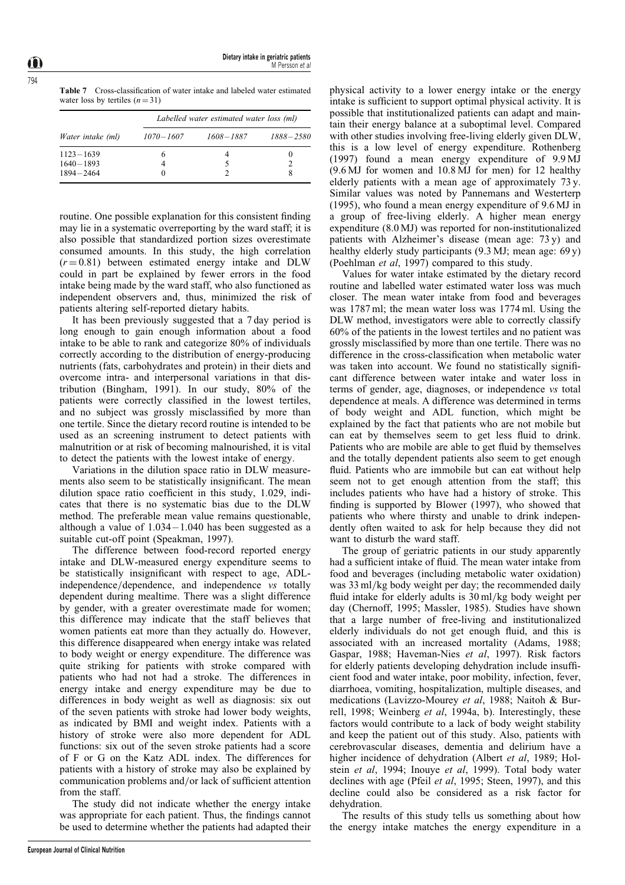**Table 7** Cross-classification of water intake and labeled water estimated water loss by tertiles ($n = 31$)

| Water intake (ml) | Labelled water estimated water loss (ml) | | |
|---|---|---|---|
| | *1070 – 1607* | *1608 – 1887* | *1888 – 2580* |
| 1123 – 1639 | 6 | 4 | 0 |
| 1640 – 1893 | 4 | 5 | 2 |
| 1894 – 2464 | 0 | 2 | 8 |

routine. One possible explanation for this consistent finding may lie in a systematic overreporting by the ward staff; it is also possible that standardized portion sizes overestimate consumed amounts. In this study, the high correlation ($r = 0.81$) between estimated energy intake and DLW could in part be explained by fewer errors in the food intake being made by the ward staff, who also functioned as independent observers and, thus, minimized the risk of patients altering self-reported dietary habits.

It has been previously suggested that a 7 day period is long enough to gain enough information about a food intake to be able to rank and categorize 80% of individuals correctly according to the distribution of energy-producing nutrients (fats, carbohydrates and protein) in their diets and overcome intra- and interpersonal variations in that distribution (Bingham, 1991). In our study, 80% of the patients were correctly classified in the lowest tertiles, and no subject was grossly misclassified by more than one tertile. Since the dietary record routine is intended to be used as an screening instrument to detect patients with malnutrition or at risk of becoming malnourished, it is vital to detect the patients with the lowest intake of energy.

Variations in the dilution space ratio in DLW measurements also seem to be statistically insignificant. The mean dilution space ratio coefficient in this study, 1.029, indicates that there is no systematic bias due to the DLW method. The preferable mean value remains questionable, although a value of 1.034 – 1.040 has been suggested as a suitable cut-off point (Speakman, 1997).

The difference between food-record reported energy intake and DLW-measured energy expenditure seems to be statistically insignificant with respect to age, ADL-independence/dependence, and independence *vs* totally dependent during mealtime. There was a slight difference by gender, with a greater overestimate made for women; this difference may indicate that the staff believes that women patients eat more than they actually do. However, this difference disappeared when energy intake was related to body weight or energy expenditure. The difference was quite striking for patients with stroke compared with patients who had not had a stroke. The differences in energy intake and energy expenditure may be due to differences in body weight as well as diagnosis: six out of the seven patients with stroke had lower body weights, as indicated by BMI and weight index. Patients with a history of stroke were also more dependent for ADL functions: six out of the seven stroke patients had a score of F or G on the Katz ADL index. The differences for patients with a history of stroke may also be explained by communication problems and/or lack of sufficient attention from the staff.

The study did not indicate whether the energy intake was appropriate for each patient. Thus, the findings cannot be used to determine whether the patients had adapted their physical activity to a lower energy intake or the energy intake is sufficient to support optimal physical activity. It is possible that institutionalized patients can adapt and maintain their energy balance at a suboptimal level. Compared with other studies involving free-living elderly given DLW, this is a low level of energy expenditure. Rothenberg (1997) found a mean energy expenditure of 9.9 MJ (9.6 MJ for women and 10.8 MJ for men) for 12 healthy elderly patients with a mean age of approximately 73 y. Similar values was noted by Pannemans and Westerterp (1995), who found a mean energy expenditure of 9.6 MJ in a group of free-living elderly. A higher mean energy expenditure (8.0 MJ) was reported for non-institutionalized patients with Alzheimer's disease (mean age: 73 y) and healthy elderly study participants (9.3 MJ; mean age: 69 y) (Poehlman *et al*, 1997) compared to this study.

Values for water intake estimated by the dietary record routine and labelled water estimated water loss was much closer. The mean water intake from food and beverages was 1787 ml; the mean water loss was 1774 ml. Using the DLW method, investigators were able to correctly classify 60% of the patients in the lowest tertiles and no patient was grossly misclassified by more than one tertile. There was no difference in the cross-classification when metabolic water was taken into account. We found no statistically significant difference between water intake and water loss in terms of gender, age, diagnoses, or independence *vs* total dependence at meals. A difference was determined in terms of body weight and ADL function, which might be explained by the fact that patients who are not mobile but can eat by themselves seem to get less fluid to drink. Patients who are mobile are able to get fluid by themselves and the totally dependent patients also seem to get enough fluid. Patients who are immobile but can eat without help seem not to get enough attention from the staff; this includes patients who have had a history of stroke. This finding is supported by Blower (1997), who showed that patients who where thirsty and unable to drink independently often waited to ask for help because they did not want to disturb the ward staff.

The group of geriatric patients in our study apparently had a sufficient intake of fluid. The mean water intake from food and beverages (including metabolic water oxidation) was 33 ml/kg body weight per day; the recommended daily fluid intake for elderly adults is 30 ml/kg body weight per day (Chernoff, 1995; Massler, 1985). Studies have shown that a large number of free-living and institutionalized elderly individuals do not get enough fluid, and this is associated with an increased mortality (Adams, 1988; Gaspar, 1988; Haveman-Nies *et al*, 1997). Risk factors for elderly patients developing dehydration include insufficient food and water intake, poor mobility, infection, fever, diarrhoea, vomiting, hospitalization, multiple diseases, and medications (Lavizzo-Mourey *et al*, 1988; Naitoh & Burrell, 1998; Weinberg *et al*, 1994a, b). Interestingly, these factors would contribute to a lack of body weight stability and keep the patient out of this study. Also, patients with cerebrovascular diseases, dementia and delirium have a higher incidence of dehydration (Albert *et al*, 1989; Holstein *et al*, 1994; Inouye *et al*, 1999). Total body water declines with age (Pfeil *et al*, 1995; Steen, 1997), and this decline could also be considered as a risk factor for dehydration.

The results of this study tells us something about how the energy intake matches the energy expenditure in a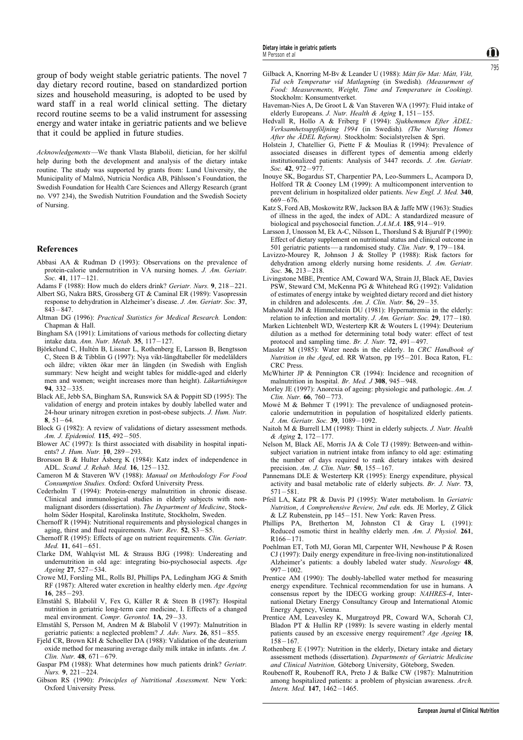group of body weight stable geriatric patients. The novel 7 day dietary record routine, based on standardized portion sizes and household measuring, is adopted to be used by ward staff in a real world clinical setting. The dietary record routine seems to be a valid instrument for assessing energy and water intake in geriatric patients and we believe that it could be applied in future studies.

*Acknowledgements*—We thank Vlasta Blabolil, dietician, for her skilful help during both the development and analysis of the dietary intake routine. The study was supported by grants from: Lund University, the Municipality of Malmö, Nutricia Nordica AB, Påhlsson's Foundation, the Swedish Foundation for Health Care Sciences and Allergy Research (grant no. V97 234), the Swedish Nutrition Foundation and the Swedish Society of Nursing.

## References

Abbasi AA & Rudman D (1993): Observations on the prevalence of protein-calorie undernutrition in VA nursing homes. *J. Am. Geriatr. Soc.* **41**, 117–121.

Adams F (1988): How much do elders drink? *Geriatr. Nurs.* **9**, 218–221.

Albert SG, Nakra BRS, Grossberg GT & Caminal ER (1989): Vasopressin response to dehydration in Alzheimer's disease. *J. Am. Geriatr. Soc.* **37**, 843–847.

Altman DG (1996): *Practical Statistics for Medical Research.* London: Chapman & Hall.

Bingham SA (1991): Limitations of various methods for collecting dietary intake data. *Ann. Nutr. Metab.* **35**, 117–127.

Björkelund C, Hultén B, Lissner L, Rothenberg E, Larsson B, Bengtsson C, Steen B & Tibblin G (1997): Nya vikt-längdtabeller för medelålders och äldre; vikten ökar mer än längden (in Swedish with English summary: New height and weight tables for middle-aged and elderly men and women; weight increases more than height). *Läkartidningen* **94**, 332–335.

Black AE, Jebb SA, Bingham SA, Runswick SA & Poppitt SD (1995): The validation of energy and protein intakes by doubly labelled water and 24-hour urinary nitrogen exretion in post-obese subjects. *J. Hum. Nutr.* **8**, 51–64.

Block G (1982): A review of validations of dietary assessment methods. *Am. J. Epidemiol.* **115**, 492–505.

Blower AC (1997): Is thirst associated with disability in hospital inpatients? *J. Hum. Nutr.* **10**, 289–293.

Brorsson B & Hulter Åsberg K (1984): Katz index of independence in ADL. *Scand. J. Rehab. Med.* **16**, 125–132.

Cameron M & Staveren WV (1988): *Manual on Methodology For Food Consumption Studies.* Oxford: Oxford University Press.

Cederholm T (1994): Protein-energy malnutrition in chronic disease. Clinical and immunological studies in elderly subjects with non-malignant disorders (dissertation). *The Department of Medicine*, Stockholm Söder Hospital, Karolinska Institute, Stockholm, Sweden.

Chernoff R (1994): Nutritional requirements and physiological changes in aging, thirst and fluid requirements. *Nutr. Rev.* **52**, S3–S5.

Chernoff R (1995): Effects of age on nutrient requirements. *Clin. Geriatr. Med.* **11**, 641–651.

Clarke DM, Wahlqvist ML & Strauss BJG (1998): Undereating and undernutrition in old age: integrating bio-psychosocial aspects. *Age Ageing* **27**, 527–534.

Crowe MJ, Forsling ML, Rolls BJ, Phillips PA, Ledingham JGG & Smith RF (1987): Altered water excretion in healthy elderly men. *Age Ageing* **16**, 285–293.

Elmståhl S, Blabolil V, Fex G, Küller R & Steen B (1987): Hospital nutrition in geriatric long-term care medicine, I. Effects of a changed meal environment. *Compr. Gerontol.* **1A**, 29–33.

Elmståhl S, Persson M, Andren M & Blabolil V (1997): Malnutrition in geriatric patients: a neglected problem? *J. Adv. Nurs.* **26**, 851–855.

Fjeld CR, Brown KH & Schoeller DA (1988): Validation of the deuterium oxide method for measuring average daily milk intake in infants. *Am. J. Clin. Nutr.* **48**, 671–679.

Gaspar PM (1988): What determines how much patients drink? *Geriatr. Nurs.* **9**, 221–224.

Gibson RS (1990): *Principles of Nutritional Assessment.* New York: Oxford University Press.

Gilback A, Knorring M-Bv & Leander U (1988): *Mått för Mat: Mått, Vikt, Tid och Temperatur vid Matlagning* (in Swedish). *(Measurment of Food: Measurements, Weight, Time and Temperature in Cooking).* Stockholm: Konsumentverket.

Haveman-Nies A, De Groot L & Van Staveren WA (1997): Fluid intake of elderly Europeans. *J. Nutr. Health & Aging* **1**, 151–155.

Hedvall R, Hollo A & Friberg F (1994): *Sjukhemmen Efter ÄDEL: Verksamhetsuppföljning 1994* (in Swedish). *(The Nursing Homes After the ÄDEL Reform).* Stockholm: Socialstyrelsen & Spri.

Holstein J, Chatellier G, Piette F & Moulias R (1994): Prevalence of associated diseases in different types of dementia among elderly institutionalized patients: Analysis of 3447 records. *J. Am. Geriatr. Soc.* **42**, 972–977.

Inouye SK, Bogardus ST, Charpentier PA, Leo-Summers L, Acampora D, Holford TR & Cooney LM (1999): A multicomponent intervention to prevent delirium in hospitalized older patients. *New Engl. J. Med.* **340**, 669–676.

Katz S, Ford AB, Moskowitz RW, Jackson BA & Jaffe MW (1963): Studies of illness in the aged, the index of ADL: A standardized measure of biological and psychosocial function. *J.A.M.A.* **185**, 914–919.

Larsson J, Unosson M, Ek A-C, Nilsson L, Thorslund S & Bjuruff P (1990): Effect of dietary supplement on nutritional status and clinical outcome in 501 geriatric patients—a randomised study. *Clin. Nutr.* **9**, 179–184.

Lavizzo-Mourey R, Johnson J & Stolley P (1988): Risk factors for dehydration among elderly nursing home residents. *J. Am. Geriatr. Soc.* **36**, 213–218.

Livingstone MBE, Prentice AM, Coward WA, Strain JJ, Black AE, Davies PSW, Steward CM, McKenna PG & Whitehead RG (1992): Validation of estimates of energy intake by weighted dietary record and diet history in children and adolescents. *Am. J. Clin. Nutr.* **56**, 29–35.

Mahowald JM & Himmelstein DU (1981): Hypernatremia in the elderly: relation to infection and mortality. *J. Am. Geriatr. Soc.* **29**, 177–180.

Marken Lichtenbelt WD, Westerterp KR & Wouters L (1994): Deuterium dilution as a method for determining total body water: effect of test protocol and sampling time. *Br. J. Nutr.* **72**, 491–497.

Massler M (1985): Water needs in the elderly. In *CRC Handbook of Nutrition in the Aged*, ed. RR Watson, pp 195–201. Boca Raton, FL: CRC Press.

McWhirter JP & Pennington CR (1994): Incidence and recognition of malnutrition in hospital. *Br. Med. J* **308**, 945–948.

Morley JE (1997): Anorexia of ageing: physiologic and pathologic. *Am. J. Clin. Nutr.* **66**, 760–773.

Mowé M & Bøhmer T (1991): The prevalence of undiagnosed protein-calorie undernutrition in population of hospitalized elderly patients. *J. Am. Geriatr. Soc.* **39**, 1089–1092.

Naitoh M & Burrell LM (1998): Thirst in elderly subjects. *J. Nutr. Health & Aging* **2**, 172–177.

Nelson M, Black AE, Morris JA & Cole TJ (1989): Between-and within-subject variation in nutrient intake from infancy to old age: estimating the number of days required to rank dietary intakes with desired precision. *Am. J. Clin. Nutr.* **50**, 155–167.

Pannemans DLE & Westerterp KR (1995): Energy expenditure, physical activity and basal metabolic rate of elderly subjects. *Br. J. Nutr.* **73**, 571–581.

Pfeil LA, Katz PR & Davis PJ (1995): Water metabolism. In *Geriatric Nutrition*, *A Comprehensive Review, 2nd edn.* eds. JE Morley, Z Glick & LZ Rubenstein, pp 145–151. New York: Raven Press.

Phillips PA, Bretherton M, Johnston CI & Gray L (1991): Reduced osmotic thirst in healthy elderly men. *Am. J. Physiol.* **261**, R166–171.

Poehlman ET, Toth MJ, Goran MI, Carpenter WH, Newhouse P & Rosen CJ (1997): Daily energy expenditure in free-living non-institutionalized Alzheimer's patients: a doubly labeled water study. *Neurology* **48**, 997–1002.

Prentice AM (1990): The doubly-labelled water method for measuring energy expenditure. Technical recommendation for use in humans. A consensus report by the IDECG working group: *NAHRES-4*, International Dietary Energy Consultancy Group and International Atomic Energy Agency, Vienna.

Prentice AM, Leavesley K, Murgatroyd PR, Coward WA, Schorah CJ, Bladon PT & Hullin RP (1989): Is severe wasting in elderly mental patients caused by an excessive energy requirement? *Age Ageing* **18**, 158–167.

Rothenberg E (1997): Nutrition in the elderly, Dietary intake and dietary assessment methods (dissertation). *Departments of Geriatric Medicine and Clinical Nutrition,* Göteborg University, Göteborg, Sweden.

Roubenoff R, Roubenoff RA, Preto J & Balke CW (1987): Malnutrition among hospitalized patients: a problem of physician awareness. *Arch. Intern. Med.* **147**, 1462–1465.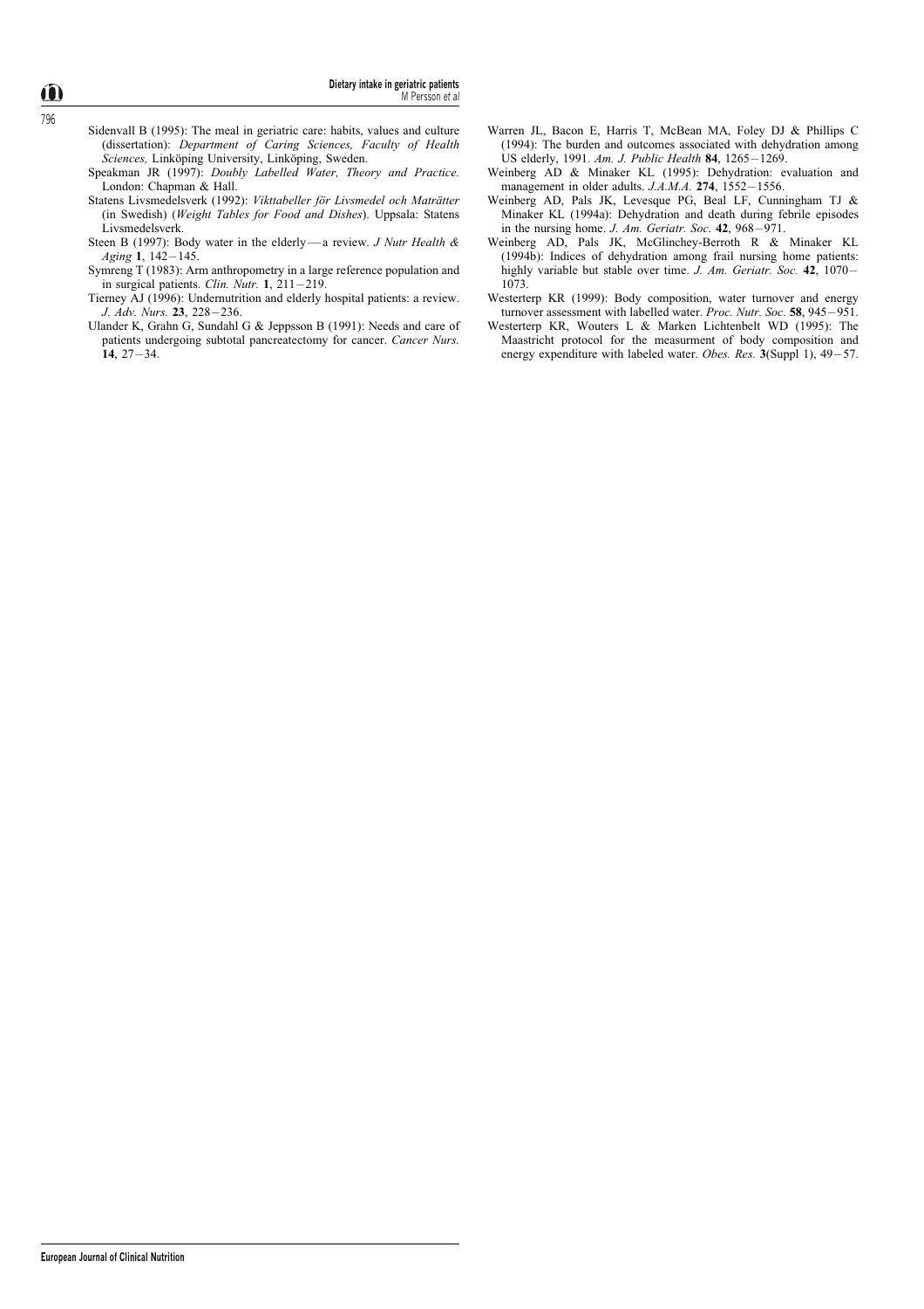Sidenvall B (1995): The meal in geriatric care: habits, values and culture (dissertation): *Department of Caring Sciences, Faculty of Health Sciences,* Linköping University, Linköping, Sweden.

Speakman JR (1997): *Doubly Labelled Water, Theory and Practice.* London: Chapman & Hall.

Statens Livsmedelsverk (1992): *Vikttabeller för Livsmedel och Maträtter* (in Swedish) (*Weight Tables for Food and Dishes*). Uppsala: Statens Livsmedelsverk.

Steen B (1997): Body water in the elderly — a review. *J Nutr Health & Aging* **1**, 142–145.

Symreng T (1983): Arm anthropometry in a large reference population and in surgical patients. *Clin. Nutr.* **1**, 211–219.

Tierney AJ (1996): Undernutrition and elderly hospital patients: a review. *J. Adv. Nurs.* **23**, 228–236.

Ulander K, Grahn G, Sundahl G & Jeppsson B (1991): Needs and care of patients undergoing subtotal pancreatectomy for cancer. *Cancer Nurs.* **14**, 27–34.

Warren JL, Bacon E, Harris T, McBean MA, Foley DJ & Phillips C (1994): The burden and outcomes associated with dehydration among US elderly, 1991. *Am. J. Public Health* **84**, 1265–1269.

Weinberg AD & Minaker KL (1995): Dehydration: evaluation and management in older adults. *J.A.M.A.* **274**, 1552–1556.

Weinberg AD, Pals JK, Levesque PG, Beal LF, Cunningham TJ & Minaker KL (1994a): Dehydration and death during febrile episodes in the nursing home. *J. Am. Geriatr. Soc.* **42**, 968–971.

Weinberg AD, Pals JK, McGlinchey-Berroth R & Minaker KL (1994b): Indices of dehydration among frail nursing home patients: highly variable but stable over time. *J. Am. Geriatr. Soc.* **42**, 1070–1073.

Westerterp KR (1999): Body composition, water turnover and energy turnover assessment with labelled water. *Proc. Nutr. Soc.* **58**, 945–951.

Westerterp KR, Wouters L & Marken Lichtenbelt WD (1995): The Maastricht protocol for the measurment of body composition and energy expenditure with labeled water. *Obes. Res.* **3**(Suppl 1), 49–57.